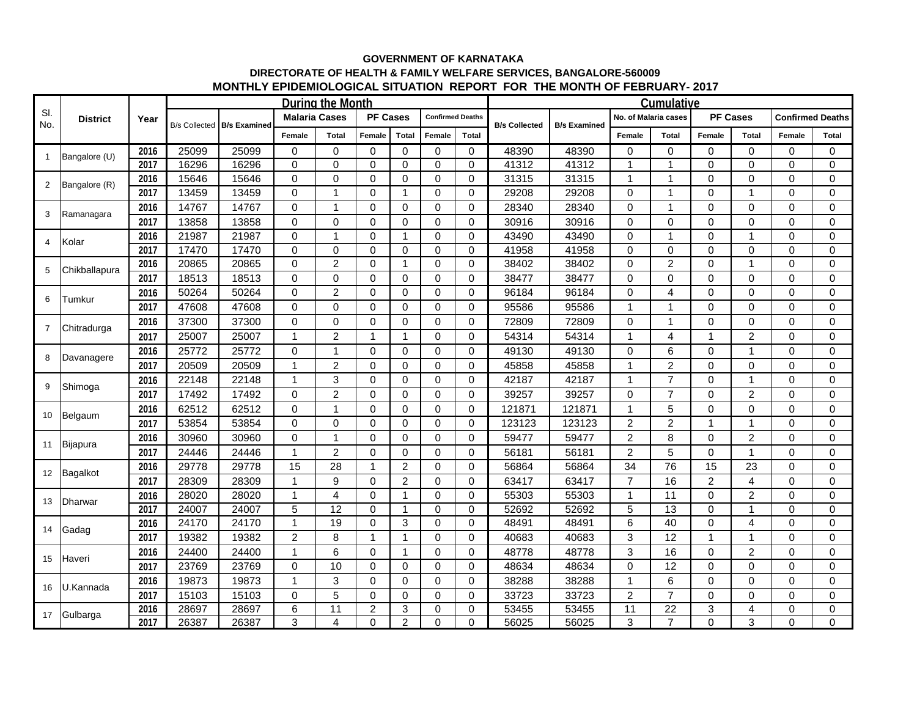**GOVERNMENT OF KARNATAKA**

**DIRECTORATE OF HEALTH & FAMILY WELFARE SERVICES, BANGALORE-560009**

**MONTHLY EPIDEMIOLOGICAL SITUATION REPORT FOR THE MONTH OF FEBRUARY- 2017**

| Sl. No. | District | Year | During the Month | | | | | | | | Cumulative | | | | | | | |
|---|---|---|---|---|---|---|---|---|---|---|---|---|---|---|---|---|---|---|
| | | | B/s Collected | B/s Examined | Malaria Cases | | PF Cases | | Confirmed Deaths | | B/s Collected | B/s Examined | No. of Malaria cases | | PF Cases | | Confirmed Deaths | |
| | | | | | Female | Total | Female | Total | Female | Total | | | Female | Total | Female | Total | Female | Total |
| 1 | Bangalore (U) | 2016 | 25099 | 25099 | 0 | 0 | 0 | 0 | 0 | 0 | 48390 | 48390 | 0 | 0 | 0 | 0 | 0 | 0 |
| | | 2017 | 16296 | 16296 | 0 | 0 | 0 | 0 | 0 | 0 | 41312 | 41312 | 1 | 1 | 0 | 0 | 0 | 0 |
| 2 | Bangalore (R) | 2016 | 15646 | 15646 | 0 | 0 | 0 | 0 | 0 | 0 | 31315 | 31315 | 1 | 1 | 0 | 0 | 0 | 0 |
| | | 2017 | 13459 | 13459 | 0 | 1 | 0 | 1 | 0 | 0 | 29208 | 29208 | 0 | 1 | 0 | 1 | 0 | 0 |
| 3 | Ramanagara | 2016 | 14767 | 14767 | 0 | 1 | 0 | 0 | 0 | 0 | 28340 | 28340 | 0 | 1 | 0 | 0 | 0 | 0 |
| | | 2017 | 13858 | 13858 | 0 | 0 | 0 | 0 | 0 | 0 | 30916 | 30916 | 0 | 0 | 0 | 0 | 0 | 0 |
| 4 | Kolar | 2016 | 21987 | 21987 | 0 | 1 | 0 | 1 | 0 | 0 | 43490 | 43490 | 0 | 1 | 0 | 1 | 0 | 0 |
| | | 2017 | 17470 | 17470 | 0 | 0 | 0 | 0 | 0 | 0 | 41958 | 41958 | 0 | 0 | 0 | 0 | 0 | 0 |
| 5 | Chikballapura | 2016 | 20865 | 20865 | 0 | 2 | 0 | 1 | 0 | 0 | 38402 | 38402 | 0 | 2 | 0 | 1 | 0 | 0 |
| | | 2017 | 18513 | 18513 | 0 | 0 | 0 | 0 | 0 | 0 | 38477 | 38477 | 0 | 0 | 0 | 0 | 0 | 0 |
| 6 | Tumkur | 2016 | 50264 | 50264 | 0 | 2 | 0 | 0 | 0 | 0 | 96184 | 96184 | 0 | 4 | 0 | 0 | 0 | 0 |
| | | 2017 | 47608 | 47608 | 0 | 0 | 0 | 0 | 0 | 0 | 95586 | 95586 | 1 | 1 | 0 | 0 | 0 | 0 |
| 7 | Chitradurga | 2016 | 37300 | 37300 | 0 | 0 | 0 | 0 | 0 | 0 | 72809 | 72809 | 0 | 1 | 0 | 0 | 0 | 0 |
| | | 2017 | 25007 | 25007 | 1 | 2 | 1 | 1 | 0 | 0 | 54314 | 54314 | 1 | 4 | 1 | 2 | 0 | 0 |
| 8 | Davanagere | 2016 | 25772 | 25772 | 0 | 1 | 0 | 0 | 0 | 0 | 49130 | 49130 | 0 | 6 | 0 | 1 | 0 | 0 |
| | | 2017 | 20509 | 20509 | 1 | 2 | 0 | 0 | 0 | 0 | 45858 | 45858 | 1 | 2 | 0 | 0 | 0 | 0 |
| 9 | Shimoga | 2016 | 22148 | 22148 | 1 | 3 | 0 | 0 | 0 | 0 | 42187 | 42187 | 1 | 7 | 0 | 1 | 0 | 0 |
| | | 2017 | 17492 | 17492 | 0 | 2 | 0 | 0 | 0 | 0 | 39257 | 39257 | 0 | 7 | 0 | 2 | 0 | 0 |
| 10 | Belgaum | 2016 | 62512 | 62512 | 0 | 1 | 0 | 0 | 0 | 0 | 121871 | 121871 | 1 | 5 | 0 | 0 | 0 | 0 |
| | | 2017 | 53854 | 53854 | 0 | 0 | 0 | 0 | 0 | 0 | 123123 | 123123 | 2 | 2 | 1 | 1 | 0 | 0 |
| 11 | Bijapura | 2016 | 30960 | 30960 | 0 | 1 | 0 | 0 | 0 | 0 | 59477 | 59477 | 2 | 8 | 0 | 2 | 0 | 0 |
| | | 2017 | 24446 | 24446 | 1 | 2 | 0 | 0 | 0 | 0 | 56181 | 56181 | 2 | 5 | 0 | 1 | 0 | 0 |
| 12 | Bagalkot | 2016 | 29778 | 29778 | 15 | 28 | 1 | 2 | 0 | 0 | 56864 | 56864 | 34 | 76 | 15 | 23 | 0 | 0 |
| | | 2017 | 28309 | 28309 | 1 | 9 | 0 | 2 | 0 | 0 | 63417 | 63417 | 7 | 16 | 2 | 4 | 0 | 0 |
| 13 | Dharwar | 2016 | 28020 | 28020 | 1 | 4 | 0 | 1 | 0 | 0 | 55303 | 55303 | 1 | 11 | 0 | 2 | 0 | 0 |
| | | 2017 | 24007 | 24007 | 5 | 12 | 0 | 1 | 0 | 0 | 52692 | 52692 | 5 | 13 | 0 | 1 | 0 | 0 |
| 14 | Gadag | 2016 | 24170 | 24170 | 1 | 19 | 0 | 3 | 0 | 0 | 48491 | 48491 | 6 | 40 | 0 | 4 | 0 | 0 |
| | | 2017 | 19382 | 19382 | 2 | 8 | 1 | 1 | 0 | 0 | 40683 | 40683 | 3 | 12 | 1 | 1 | 0 | 0 |
| 15 | Haveri | 2016 | 24400 | 24400 | 1 | 6 | 0 | 1 | 0 | 0 | 48778 | 48778 | 3 | 16 | 0 | 2 | 0 | 0 |
| | | 2017 | 23769 | 23769 | 0 | 10 | 0 | 0 | 0 | 0 | 48634 | 48634 | 0 | 12 | 0 | 0 | 0 | 0 |
| 16 | U.Kannada | 2016 | 19873 | 19873 | 1 | 3 | 0 | 0 | 0 | 0 | 38288 | 38288 | 1 | 6 | 0 | 0 | 0 | 0 |
| | | 2017 | 15103 | 15103 | 0 | 5 | 0 | 0 | 0 | 0 | 33723 | 33723 | 2 | 7 | 0 | 0 | 0 | 0 |
| 17 | Gulbarga | 2016 | 28697 | 28697 | 6 | 11 | 2 | 3 | 0 | 0 | 53455 | 53455 | 11 | 22 | 3 | 4 | 0 | 0 |
| | | 2017 | 26387 | 26387 | 3 | 4 | 0 | 2 | 0 | 0 | 56025 | 56025 | 3 | 7 | 0 | 3 | 0 | 0 |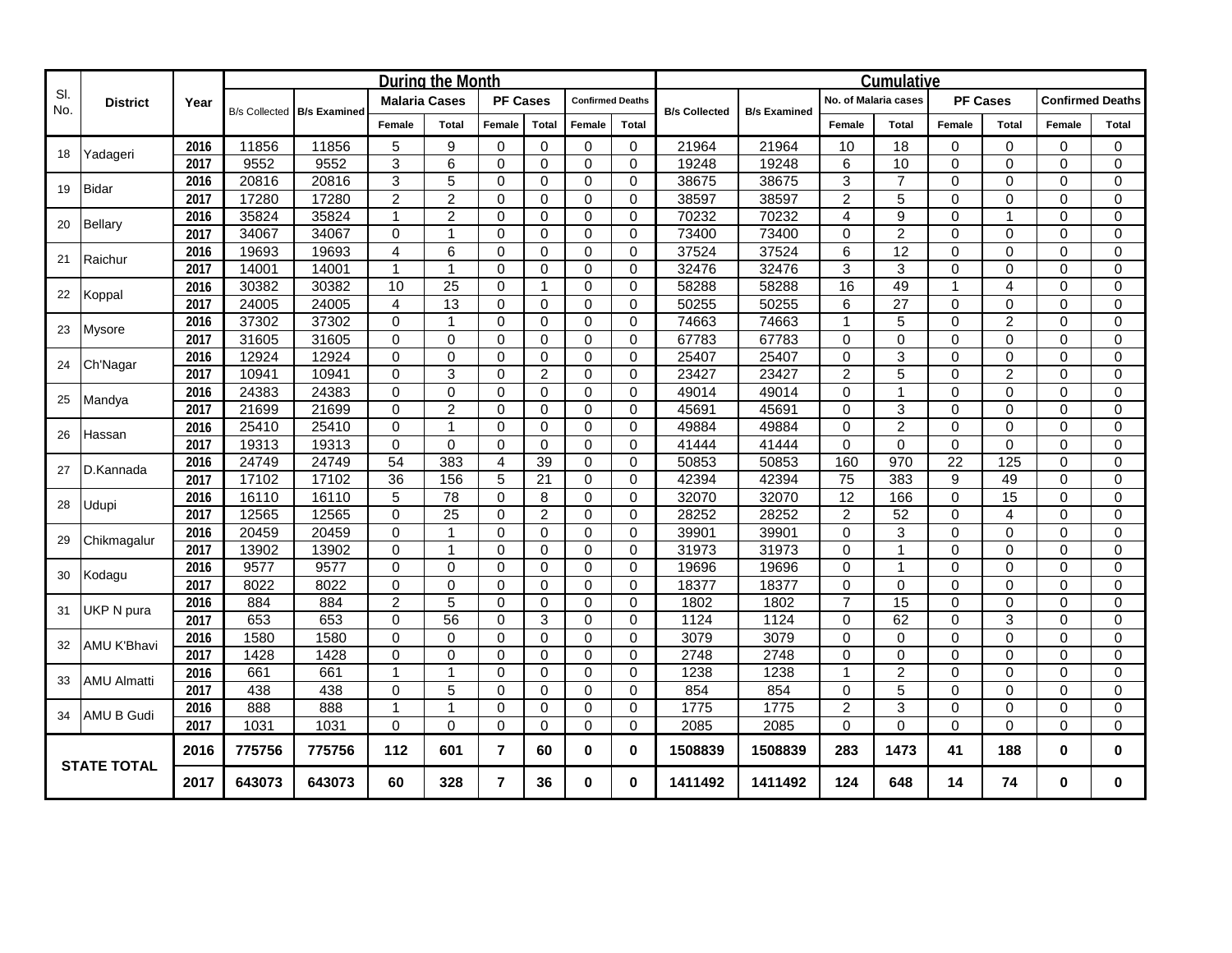| Sl. No. | District | Year | During the Month | | | | | | | | Cumulative | | | | | | | |
|---|---|---|---|---|---|---|---|---|---|---|---|---|---|---|---|---|---|---|
| | | | B/s Collected | B/s Examined | Malaria Cases | | PF Cases | | Confirmed Deaths | | B/s Collected | B/s Examined | No. of Malaria cases | | PF Cases | | Confirmed Deaths | |
| | | | | | Female | Total | Female | Total | Female | Total | | | Female | Total | Female | Total | Female | Total |
| 18 | Yadageri | 2016 | 11856 | 11856 | 5 | 9 | 0 | 0 | 0 | 0 | 21964 | 21964 | 10 | 18 | 0 | 0 | 0 | 0 |
| | | 2017 | 9552 | 9552 | 3 | 6 | 0 | 0 | 0 | 0 | 19248 | 19248 | 6 | 10 | 0 | 0 | 0 | 0 |
| 19 | Bidar | 2016 | 20816 | 20816 | 3 | 5 | 0 | 0 | 0 | 0 | 38675 | 38675 | 3 | 7 | 0 | 0 | 0 | 0 |
| | | 2017 | 17280 | 17280 | 2 | 2 | 0 | 0 | 0 | 0 | 38597 | 38597 | 2 | 5 | 0 | 0 | 0 | 0 |
| 20 | Bellary | 2016 | 35824 | 35824 | 1 | 2 | 0 | 0 | 0 | 0 | 70232 | 70232 | 4 | 9 | 0 | 1 | 0 | 0 |
| | | 2017 | 34067 | 34067 | 0 | 1 | 0 | 0 | 0 | 0 | 73400 | 73400 | 0 | 2 | 0 | 0 | 0 | 0 |
| 21 | Raichur | 2016 | 19693 | 19693 | 4 | 6 | 0 | 0 | 0 | 0 | 37524 | 37524 | 6 | 12 | 0 | 0 | 0 | 0 |
| | | 2017 | 14001 | 14001 | 1 | 1 | 0 | 0 | 0 | 0 | 32476 | 32476 | 3 | 3 | 0 | 0 | 0 | 0 |
| 22 | Koppal | 2016 | 30382 | 30382 | 10 | 25 | 0 | 1 | 0 | 0 | 58288 | 58288 | 16 | 49 | 1 | 4 | 0 | 0 |
| | | 2017 | 24005 | 24005 | 4 | 13 | 0 | 0 | 0 | 0 | 50255 | 50255 | 6 | 27 | 0 | 0 | 0 | 0 |
| 23 | Mysore | 2016 | 37302 | 37302 | 0 | 1 | 0 | 0 | 0 | 0 | 74663 | 74663 | 1 | 5 | 0 | 2 | 0 | 0 |
| | | 2017 | 31605 | 31605 | 0 | 0 | 0 | 0 | 0 | 0 | 67783 | 67783 | 0 | 0 | 0 | 0 | 0 | 0 |
| 24 | Ch'Nagar | 2016 | 12924 | 12924 | 0 | 0 | 0 | 0 | 0 | 0 | 25407 | 25407 | 0 | 3 | 0 | 0 | 0 | 0 |
| | | 2017 | 10941 | 10941 | 0 | 3 | 0 | 2 | 0 | 0 | 23427 | 23427 | 2 | 5 | 0 | 2 | 0 | 0 |
| 25 | Mandya | 2016 | 24383 | 24383 | 0 | 0 | 0 | 0 | 0 | 0 | 49014 | 49014 | 0 | 1 | 0 | 0 | 0 | 0 |
| | | 2017 | 21699 | 21699 | 0 | 2 | 0 | 0 | 0 | 0 | 45691 | 45691 | 0 | 3 | 0 | 0 | 0 | 0 |
| 26 | Hassan | 2016 | 25410 | 25410 | 0 | 1 | 0 | 0 | 0 | 0 | 49884 | 49884 | 0 | 2 | 0 | 0 | 0 | 0 |
| | | 2017 | 19313 | 19313 | 0 | 0 | 0 | 0 | 0 | 0 | 41444 | 41444 | 0 | 0 | 0 | 0 | 0 | 0 |
| 27 | D.Kannada | 2016 | 24749 | 24749 | 54 | 383 | 4 | 39 | 0 | 0 | 50853 | 50853 | 160 | 970 | 22 | 125 | 0 | 0 |
| | | 2017 | 17102 | 17102 | 36 | 156 | 5 | 21 | 0 | 0 | 42394 | 42394 | 75 | 383 | 9 | 49 | 0 | 0 |
| 28 | Udupi | 2016 | 16110 | 16110 | 5 | 78 | 0 | 8 | 0 | 0 | 32070 | 32070 | 12 | 166 | 0 | 15 | 0 | 0 |
| | | 2017 | 12565 | 12565 | 0 | 25 | 0 | 2 | 0 | 0 | 28252 | 28252 | 2 | 52 | 0 | 4 | 0 | 0 |
| 29 | Chikmagalur | 2016 | 20459 | 20459 | 0 | 1 | 0 | 0 | 0 | 0 | 39901 | 39901 | 0 | 3 | 0 | 0 | 0 | 0 |
| | | 2017 | 13902 | 13902 | 0 | 1 | 0 | 0 | 0 | 0 | 31973 | 31973 | 0 | 1 | 0 | 0 | 0 | 0 |
| 30 | Kodagu | 2016 | 9577 | 9577 | 0 | 0 | 0 | 0 | 0 | 0 | 19696 | 19696 | 0 | 1 | 0 | 0 | 0 | 0 |
| | | 2017 | 8022 | 8022 | 0 | 0 | 0 | 0 | 0 | 0 | 18377 | 18377 | 0 | 0 | 0 | 0 | 0 | 0 |
| 31 | UKP N pura | 2016 | 884 | 884 | 2 | 5 | 0 | 0 | 0 | 0 | 1802 | 1802 | 7 | 15 | 0 | 0 | 0 | 0 |
| | | 2017 | 653 | 653 | 0 | 56 | 0 | 3 | 0 | 0 | 1124 | 1124 | 0 | 62 | 0 | 3 | 0 | 0 |
| 32 | AMU K'Bhavi | 2016 | 1580 | 1580 | 0 | 0 | 0 | 0 | 0 | 0 | 3079 | 3079 | 0 | 0 | 0 | 0 | 0 | 0 |
| | | 2017 | 1428 | 1428 | 0 | 0 | 0 | 0 | 0 | 0 | 2748 | 2748 | 0 | 0 | 0 | 0 | 0 | 0 |
| 33 | AMU Almatti | 2016 | 661 | 661 | 1 | 1 | 0 | 0 | 0 | 0 | 1238 | 1238 | 1 | 2 | 0 | 0 | 0 | 0 |
| | | 2017 | 438 | 438 | 0 | 5 | 0 | 0 | 0 | 0 | 854 | 854 | 0 | 5 | 0 | 0 | 0 | 0 |
| 34 | AMU B Gudi | 2016 | 888 | 888 | 1 | 1 | 0 | 0 | 0 | 0 | 1775 | 1775 | 2 | 3 | 0 | 0 | 0 | 0 |
| | | 2017 | 1031 | 1031 | 0 | 0 | 0 | 0 | 0 | 0 | 2085 | 2085 | 0 | 0 | 0 | 0 | 0 | 0 |
| **STATE TOTAL** | | **2016** | **775756** | **775756** | **112** | **601** | **7** | **60** | **0** | **0** | **1508839** | **1508839** | **283** | **1473** | **41** | **188** | **0** | **0** |
| | | **2017** | **643073** | **643073** | **60** | **328** | **7** | **36** | **0** | **0** | **1411492** | **1411492** | **124** | **648** | **14** | **74** | **0** | **0** |